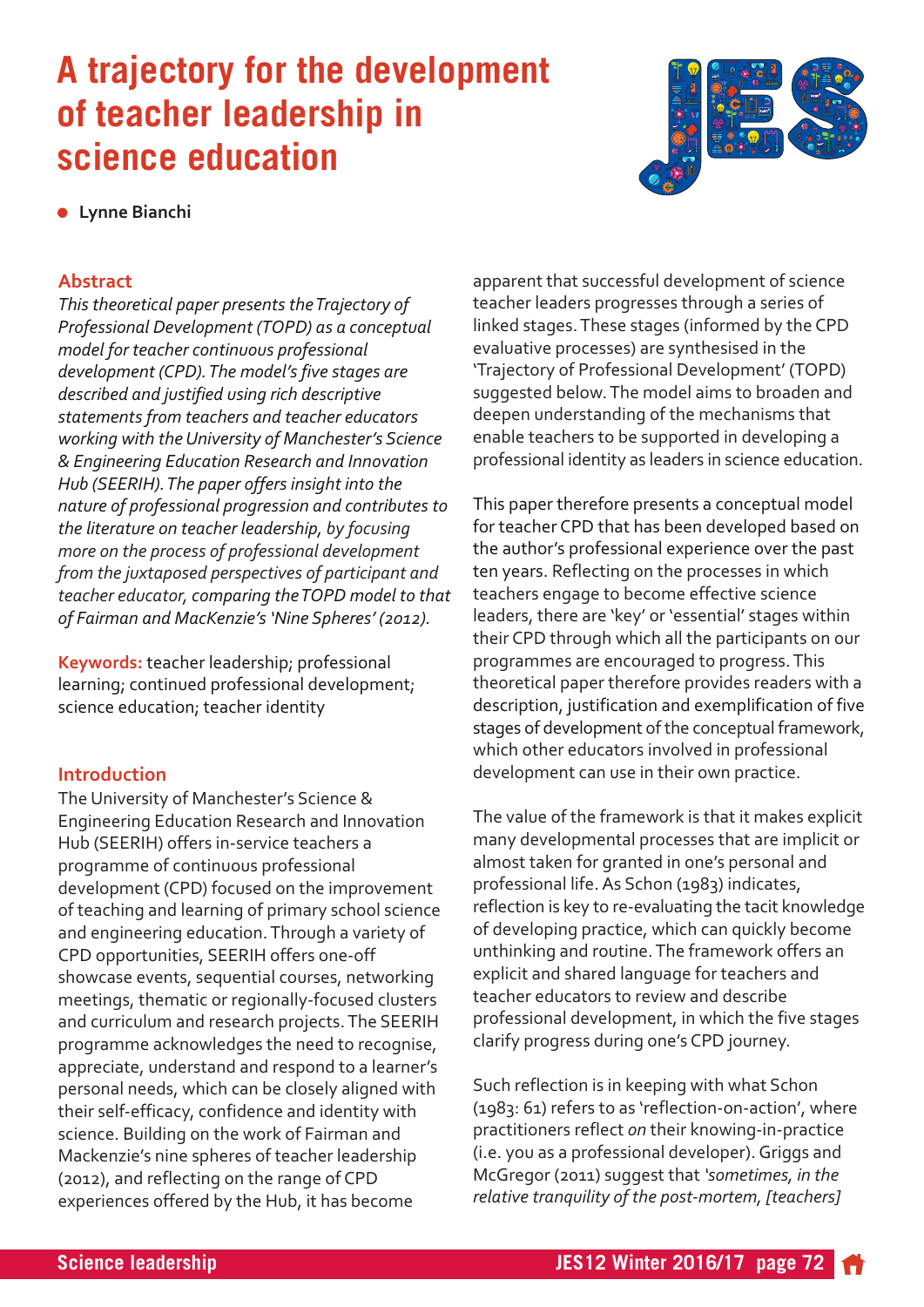# A trajectory for the development of teacher leadership in science education

- **Lynne Bianchi**

## Abstract

*This theoretical paper presents the Trajectory of Professional Development (TOPD) as a conceptual model for teacher continuous professional development (CPD). The model's five stages are described and justified using rich descriptive statements from teachers and teacher educators working with the University of Manchester's Science & Engineering Education Research and Innovation Hub (SEERIH). The paper offers insight into the nature of professional progression and contributes to the literature on teacher leadership, by focusing more on the process of professional development from the juxtaposed perspectives of participant and teacher educator, comparing the TOPD model to that of Fairman and MacKenzie's 'Nine Spheres' (2012).*

**Keywords:** teacher leadership; professional learning; continued professional development; science education; teacher identity

## Introduction

The University of Manchester's Science & Engineering Education Research and Innovation Hub (SEERIH) offers in-service teachers a programme of continuous professional development (CPD) focused on the improvement of teaching and learning of primary school science and engineering education. Through a variety of CPD opportunities, SEERIH offers one-off showcase events, sequential courses, networking meetings, thematic or regionally-focused clusters and curriculum and research projects. The SEERIH programme acknowledges the need to recognise, appreciate, understand and respond to a learner's personal needs, which can be closely aligned with their self-efficacy, confidence and identity with science. Building on the work of Fairman and Mackenzie's nine spheres of teacher leadership (2012), and reflecting on the range of CPD experiences offered by the Hub, it has become apparent that successful development of science teacher leaders progresses through a series of linked stages. These stages (informed by the CPD evaluative processes) are synthesised in the 'Trajectory of Professional Development' (TOPD) suggested below. The model aims to broaden and deepen understanding of the mechanisms that enable teachers to be supported in developing a professional identity as leaders in science education.

This paper therefore presents a conceptual model for teacher CPD that has been developed based on the author's professional experience over the past ten years. Reflecting on the processes in which teachers engage to become effective science leaders, there are 'key' or 'essential' stages within their CPD through which all the participants on our programmes are encouraged to progress. This theoretical paper therefore provides readers with a description, justification and exemplification of five stages of development of the conceptual framework, which other educators involved in professional development can use in their own practice.

The value of the framework is that it makes explicit many developmental processes that are implicit or almost taken for granted in one's personal and professional life. As Schon (1983) indicates, reflection is key to re-evaluating the tacit knowledge of developing practice, which can quickly become unthinking and routine. The framework offers an explicit and shared language for teachers and teacher educators to review and describe professional development, in which the five stages clarify progress during one's CPD journey.

Such reflection is in keeping with what Schon (1983: 61) refers to as 'reflection-on-action', where practitioners reflect *on* their knowing-in-practice (i.e. you as a professional developer). Griggs and McGregor (2011) suggest that *'sometimes, in the relative tranquility of the post-mortem, [teachers]*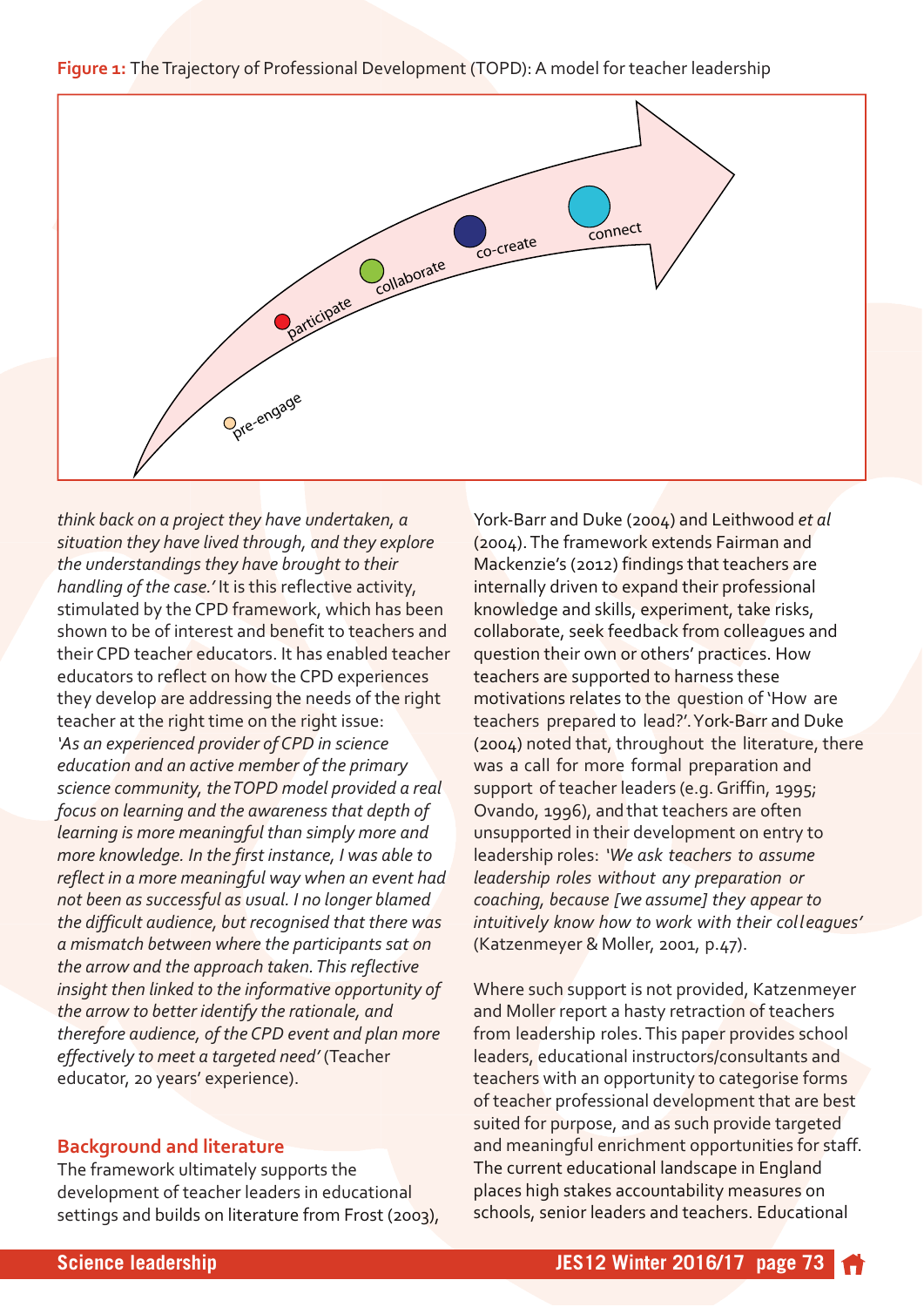**Figure 1:** The Trajectory of Professional Development (TOPD): A model for teacher leadership

pre-engage

participate

collaborate

co-create

connect

*think back on a project they have undertaken, a situation they have lived through, and they explore the understandings they have brought to their handling of the case.'* It is this reflective activity, stimulated by the CPD framework, which has been shown to be of interest and benefit to teachers and their CPD teacher educators. It has enabled teacher educators to reflect on how the CPD experiences they develop are addressing the needs of the right teacher at the right time on the right issue: *'As an experienced provider of CPD in science education and an active member of the primary science community, the TOPD model provided a real focus on learning and the awareness that depth of learning is more meaningful than simply more and more knowledge. In the first instance, I was able to reflect in a more meaningful way when an event had not been as successful as usual. I no longer blamed the difficult audience, but recognised that there was a mismatch between where the participants sat on the arrow and the approach taken. This reflective insight then linked to the informative opportunity of the arrow to better identify the rationale, and therefore audience, of the CPD event and plan more effectively to meet a targeted need'* (Teacher educator, 20 years' experience).

## Background and literature

The framework ultimately supports the development of teacher leaders in educational settings and builds on literature from Frost (2003), York-Barr and Duke (2004) and Leithwood *et al* (2004). The framework extends Fairman and Mackenzie's (2012) findings that teachers are internally driven to expand their professional knowledge and skills, experiment, take risks, collaborate, seek feedback from colleagues and question their own or others' practices. How teachers are supported to harness these motivations relates to the question of 'How are teachers prepared to lead?'. York-Barr and Duke (2004) noted that, throughout the literature, there was a call for more formal preparation and support of teacher leaders (e.g. Griffin, 1995; Ovando, 1996), and that teachers are often unsupported in their development on entry to leadership roles: *'We ask teachers to assume leadership roles without any preparation or coaching, because [we assume] they appear to intuitively know how to work with their colleagues'* (Katzenmeyer & Moller, 2001, p.47).

Where such support is not provided, Katzenmeyer and Moller report a hasty retraction of teachers from leadership roles. This paper provides school leaders, educational instructors/consultants and teachers with an opportunity to categorise forms of teacher professional development that are best suited for purpose, and as such provide targeted and meaningful enrichment opportunities for staff. The current educational landscape in England places high stakes accountability measures on schools, senior leaders and teachers. Educational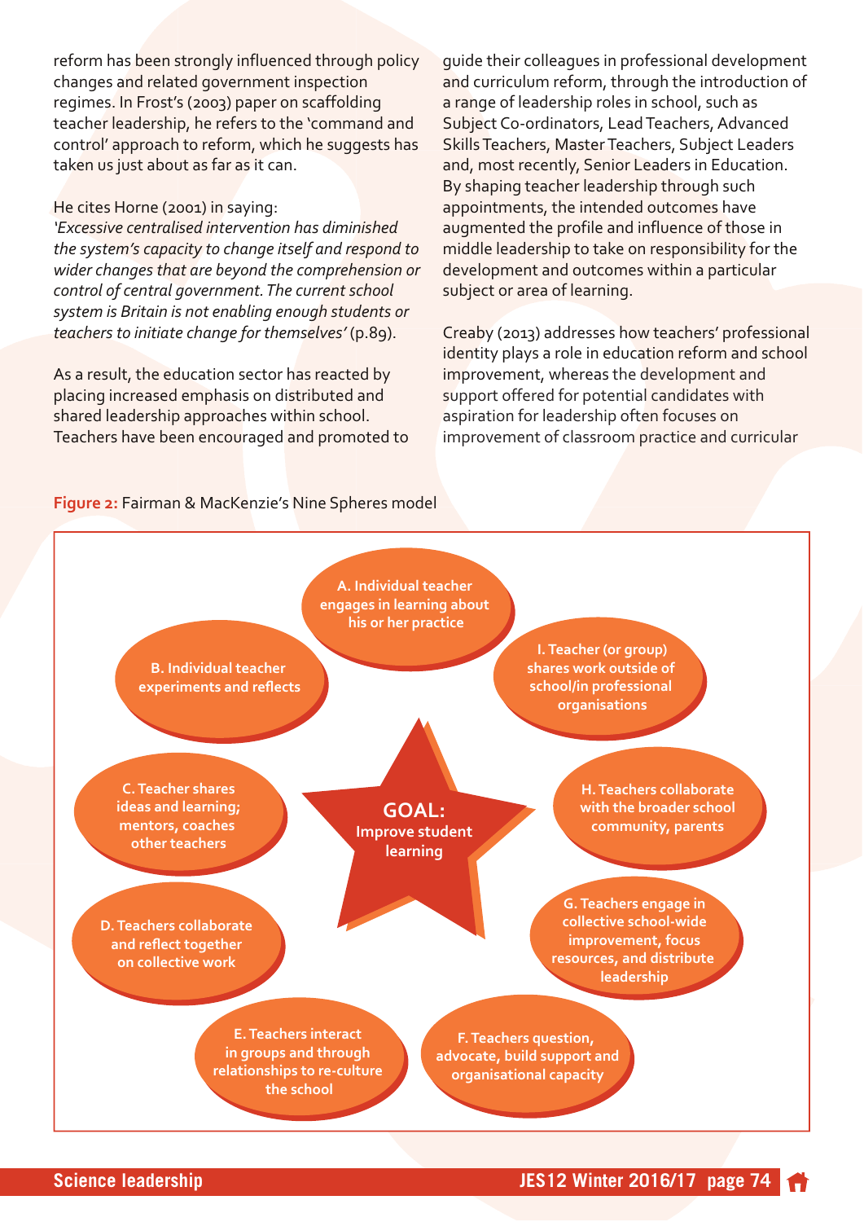reform has been strongly influenced through policy changes and related government inspection regimes. In Frost's (2003) paper on scaffolding teacher leadership, he refers to the 'command and control' approach to reform, which he suggests has taken us just about as far as it can.

He cites Horne (2001) in saying:
*'Excessive centralised intervention has diminished the system's capacity to change itself and respond to wider changes that are beyond the comprehension or control of central government. The current school system is Britain is not enabling enough students or teachers to initiate change for themselves'* (p.89).

As a result, the education sector has reacted by placing increased emphasis on distributed and shared leadership approaches within school. Teachers have been encouraged and promoted to guide their colleagues in professional development and curriculum reform, through the introduction of a range of leadership roles in school, such as Subject Co-ordinators, Lead Teachers, Advanced Skills Teachers, Master Teachers, Subject Leaders and, most recently, Senior Leaders in Education. By shaping teacher leadership through such appointments, the intended outcomes have augmented the profile and influence of those in middle leadership to take on responsibility for the development and outcomes within a particular subject or area of learning.

Creaby (2013) addresses how teachers' professional identity plays a role in education reform and school improvement, whereas the development and support offered for potential candidates with aspiration for leadership often focuses on improvement of classroom practice and curricular

**Figure 2:** Fairman & MacKenzie's Nine Spheres model

**GOAL:** Improve student learning

- A. Individual teacher engages in learning about his or her practice
- B. Individual teacher experiments and reflects
- C. Teacher shares ideas and learning; mentors, coaches other teachers
- D. Teachers collaborate and reflect together on collective work
- E. Teachers interact in groups and through relationships to re-culture the school
- F. Teachers question, advocate, build support and organisational capacity
- G. Teachers engage in collective school-wide improvement, focus resources, and distribute leadership
- H. Teachers collaborate with the broader school community, parents
- I. Teacher (or group) shares work outside of school/in professional organisations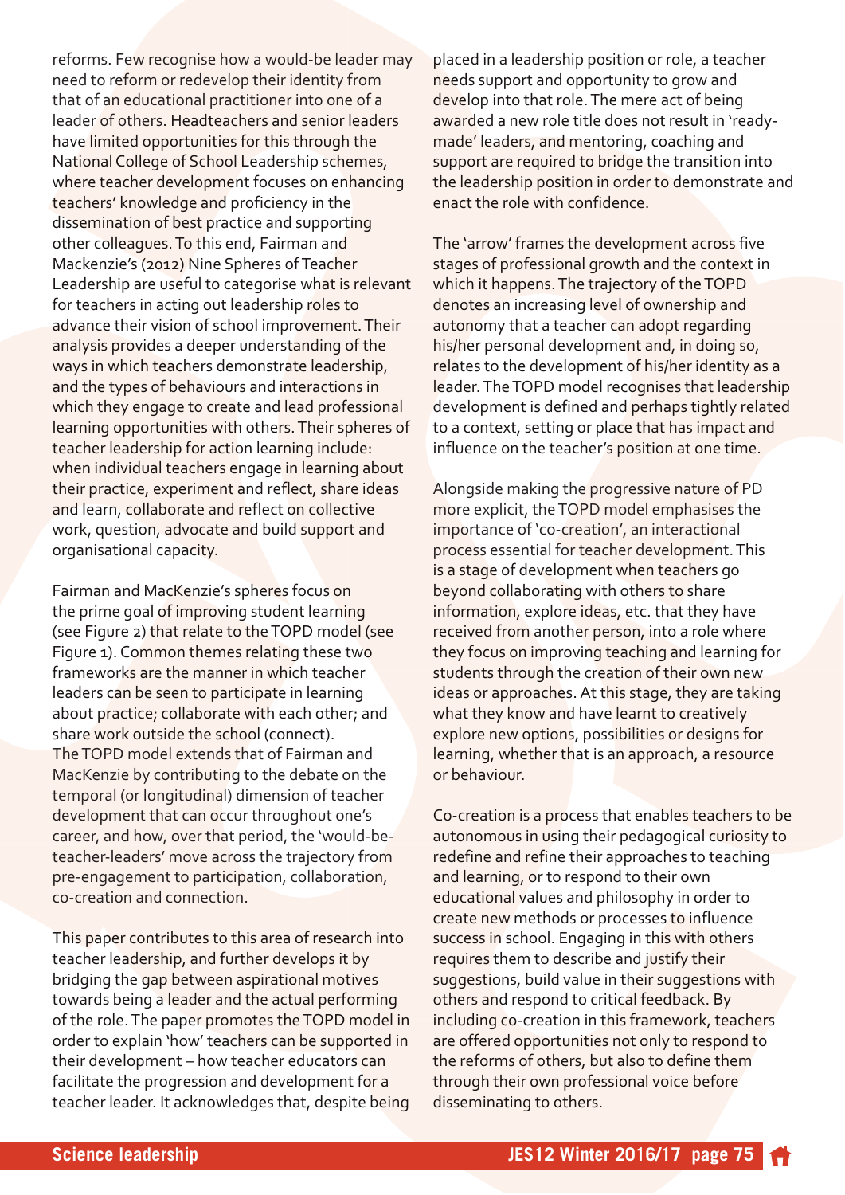reforms. Few recognise how a would-be leader may need to reform or redevelop their identity from that of an educational practitioner into one of a leader of others. Headteachers and senior leaders have limited opportunities for this through the National College of School Leadership schemes, where teacher development focuses on enhancing teachers' knowledge and proficiency in the dissemination of best practice and supporting other colleagues. To this end, Fairman and Mackenzie's (2012) Nine Spheres of Teacher Leadership are useful to categorise what is relevant for teachers in acting out leadership roles to advance their vision of school improvement. Their analysis provides a deeper understanding of the ways in which teachers demonstrate leadership, and the types of behaviours and interactions in which they engage to create and lead professional learning opportunities with others. Their spheres of teacher leadership for action learning include: when individual teachers engage in learning about their practice, experiment and reflect, share ideas and learn, collaborate and reflect on collective work, question, advocate and build support and organisational capacity.

Fairman and MacKenzie's spheres focus on the prime goal of improving student learning (see Figure 2) that relate to the TOPD model (see Figure 1). Common themes relating these two frameworks are the manner in which teacher leaders can be seen to participate in learning about practice; collaborate with each other; and share work outside the school (connect). The TOPD model extends that of Fairman and MacKenzie by contributing to the debate on the temporal (or longitudinal) dimension of teacher development that can occur throughout one's career, and how, over that period, the 'would-be-teacher-leaders' move across the trajectory from pre-engagement to participation, collaboration, co-creation and connection.

This paper contributes to this area of research into teacher leadership, and further develops it by bridging the gap between aspirational motives towards being a leader and the actual performing of the role. The paper promotes the TOPD model in order to explain 'how' teachers can be supported in their development – how teacher educators can facilitate the progression and development for a teacher leader. It acknowledges that, despite being placed in a leadership position or role, a teacher needs support and opportunity to grow and develop into that role. The mere act of being awarded a new role title does not result in 'ready-made' leaders, and mentoring, coaching and support are required to bridge the transition into the leadership position in order to demonstrate and enact the role with confidence.

The 'arrow' frames the development across five stages of professional growth and the context in which it happens. The trajectory of the TOPD denotes an increasing level of ownership and autonomy that a teacher can adopt regarding his/her personal development and, in doing so, relates to the development of his/her identity as a leader. The TOPD model recognises that leadership development is defined and perhaps tightly related to a context, setting or place that has impact and influence on the teacher's position at one time.

Alongside making the progressive nature of PD more explicit, the TOPD model emphasises the importance of 'co-creation', an interactional process essential for teacher development. This is a stage of development when teachers go beyond collaborating with others to share information, explore ideas, etc. that they have received from another person, into a role where they focus on improving teaching and learning for students through the creation of their own new ideas or approaches. At this stage, they are taking what they know and have learnt to creatively explore new options, possibilities or designs for learning, whether that is an approach, a resource or behaviour.

Co-creation is a process that enables teachers to be autonomous in using their pedagogical curiosity to redefine and refine their approaches to teaching and learning, or to respond to their own educational values and philosophy in order to create new methods or processes to influence success in school. Engaging in this with others requires them to describe and justify their suggestions, build value in their suggestions with others and respond to critical feedback. By including co-creation in this framework, teachers are offered opportunities not only to respond to the reforms of others, but also to define them through their own professional voice before disseminating to others.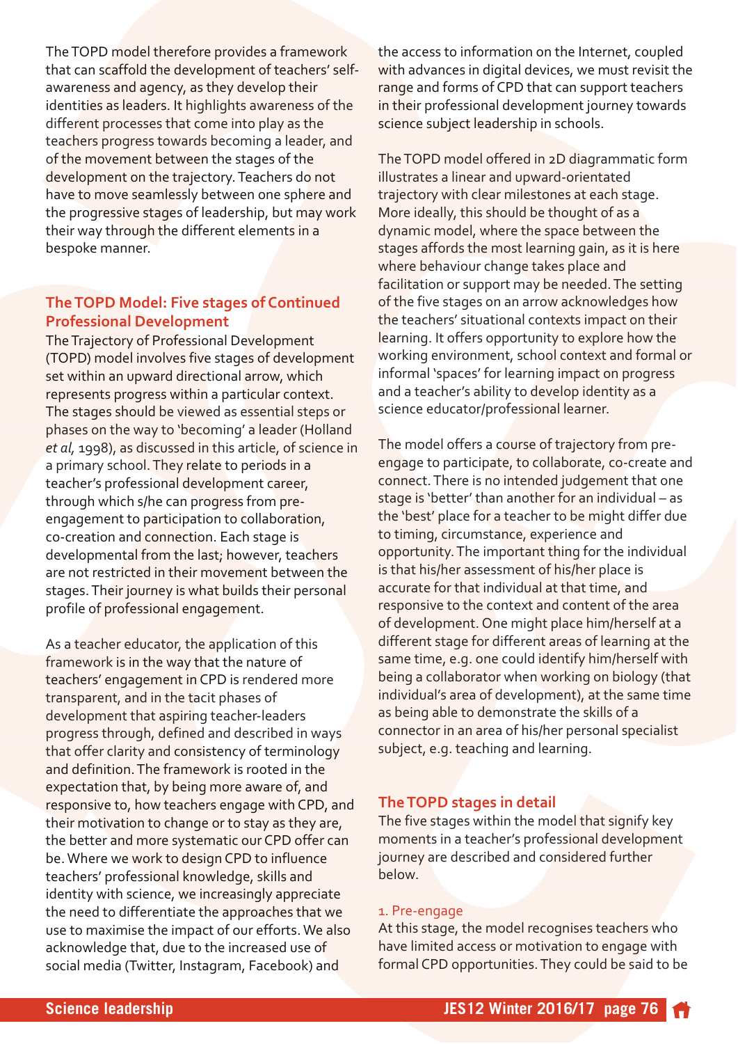The TOPD model therefore provides a framework that can scaffold the development of teachers' self-awareness and agency, as they develop their identities as leaders. It highlights awareness of the different processes that come into play as the teachers progress towards becoming a leader, and of the movement between the stages of the development on the trajectory. Teachers do not have to move seamlessly between one sphere and the progressive stages of leadership, but may work their way through the different elements in a bespoke manner.

## The TOPD Model: Five stages of Continued Professional Development

The Trajectory of Professional Development (TOPD) model involves five stages of development set within an upward directional arrow, which represents progress within a particular context. The stages should be viewed as essential steps or phases on the way to 'becoming' a leader (Holland *et al*, 1998), as discussed in this article, of science in a primary school. They relate to periods in a teacher's professional development career, through which s/he can progress from pre-engagement to participation to collaboration, co-creation and connection. Each stage is developmental from the last; however, teachers are not restricted in their movement between the stages. Their journey is what builds their personal profile of professional engagement.

As a teacher educator, the application of this framework is in the way that the nature of teachers' engagement in CPD is rendered more transparent, and in the tacit phases of development that aspiring teacher-leaders progress through, defined and described in ways that offer clarity and consistency of terminology and definition. The framework is rooted in the expectation that, by being more aware of, and responsive to, how teachers engage with CPD, and their motivation to change or to stay as they are, the better and more systematic our CPD offer can be. Where we work to design CPD to influence teachers' professional knowledge, skills and identity with science, we increasingly appreciate the need to differentiate the approaches that we use to maximise the impact of our efforts. We also acknowledge that, due to the increased use of social media (Twitter, Instagram, Facebook) and the access to information on the Internet, coupled with advances in digital devices, we must revisit the range and forms of CPD that can support teachers in their professional development journey towards science subject leadership in schools.

The TOPD model offered in 2D diagrammatic form illustrates a linear and upward-orientated trajectory with clear milestones at each stage. More ideally, this should be thought of as a dynamic model, where the space between the stages affords the most learning gain, as it is here where behaviour change takes place and facilitation or support may be needed. The setting of the five stages on an arrow acknowledges how the teachers' situational contexts impact on their learning. It offers opportunity to explore how the working environment, school context and formal or informal 'spaces' for learning impact on progress and a teacher's ability to develop identity as a science educator/professional learner.

The model offers a course of trajectory from pre-engage to participate, to collaborate, co-create and connect. There is no intended judgement that one stage is 'better' than another for an individual – as the 'best' place for a teacher to be might differ due to timing, circumstance, experience and opportunity. The important thing for the individual is that his/her assessment of his/her place is accurate for that individual at that time, and responsive to the context and content of the area of development. One might place him/herself at a different stage for different areas of learning at the same time, e.g. one could identify him/herself with being a collaborator when working on biology (that individual's area of development), at the same time as being able to demonstrate the skills of a connector in an area of his/her personal specialist subject, e.g. teaching and learning.

## The TOPD stages in detail

The five stages within the model that signify key moments in a teacher's professional development journey are described and considered further below.

### 1. Pre-engage

At this stage, the model recognises teachers who have limited access or motivation to engage with formal CPD opportunities. They could be said to be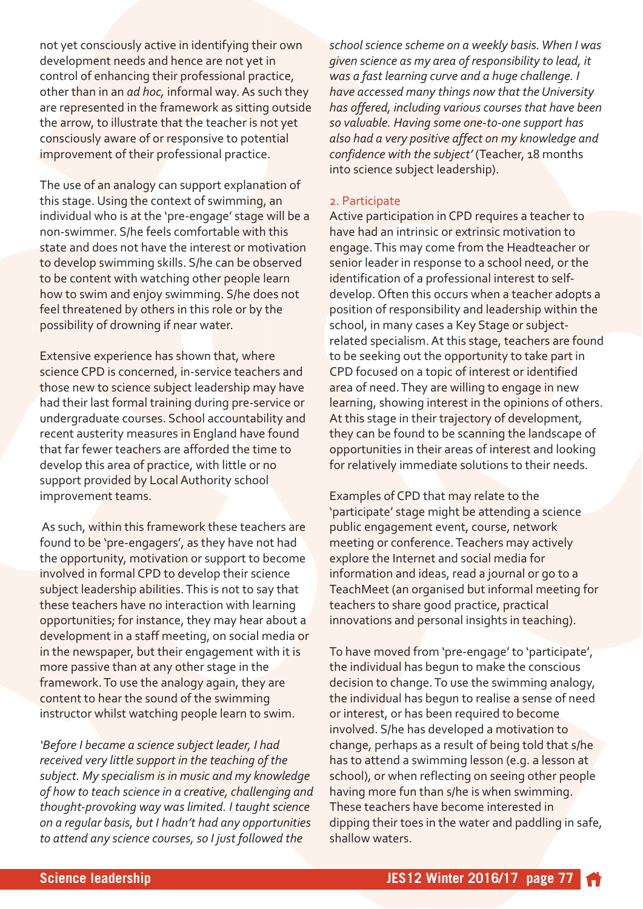not yet consciously active in identifying their own development needs and hence are not yet in control of enhancing their professional practice, other than in an *ad hoc,* informal way. As such they are represented in the framework as sitting outside the arrow, to illustrate that the teacher is not yet consciously aware of or responsive to potential improvement of their professional practice.

The use of an analogy can support explanation of this stage. Using the context of swimming, an individual who is at the 'pre-engage' stage will be a non-swimmer. S/he feels comfortable with this state and does not have the interest or motivation to develop swimming skills. S/he can be observed to be content with watching other people learn how to swim and enjoy swimming. S/he does not feel threatened by others in this role or by the possibility of drowning if near water.

Extensive experience has shown that, where science CPD is concerned, in-service teachers and those new to science subject leadership may have had their last formal training during pre-service or undergraduate courses. School accountability and recent austerity measures in England have found that far fewer teachers are afforded the time to develop this area of practice, with little or no support provided by Local Authority school improvement teams.

As such, within this framework these teachers are found to be 'pre-engagers', as they have not had the opportunity, motivation or support to become involved in formal CPD to develop their science subject leadership abilities. This is not to say that these teachers have no interaction with learning opportunities; for instance, they may hear about a development in a staff meeting, on social media or in the newspaper, but their engagement with it is more passive than at any other stage in the framework. To use the analogy again, they are content to hear the sound of the swimming instructor whilst watching people learn to swim.

*'Before I became a science subject leader, I had received very little support in the teaching of the subject. My specialism is in music and my knowledge of how to teach science in a creative, challenging and thought-provoking way was limited. I taught science on a regular basis, but I hadn't had any opportunities to attend any science courses, so I just followed the school science scheme on a weekly basis. When I was given science as my area of responsibility to lead, it was a fast learning curve and a huge challenge. I have accessed many things now that the University has offered, including various courses that have been so valuable. Having some one-to-one support has also had a very positive affect on my knowledge and confidence with the subject'* (Teacher, 18 months into science subject leadership).

### 2. Participate

Active participation in CPD requires a teacher to have had an intrinsic or extrinsic motivation to engage. This may come from the Headteacher or senior leader in response to a school need, or the identification of a professional interest to self-develop. Often this occurs when a teacher adopts a position of responsibility and leadership within the school, in many cases a Key Stage or subject-related specialism. At this stage, teachers are found to be seeking out the opportunity to take part in CPD focused on a topic of interest or identified area of need. They are willing to engage in new learning, showing interest in the opinions of others. At this stage in their trajectory of development, they can be found to be scanning the landscape of opportunities in their areas of interest and looking for relatively immediate solutions to their needs.

Examples of CPD that may relate to the 'participate' stage might be attending a science public engagement event, course, network meeting or conference. Teachers may actively explore the Internet and social media for information and ideas, read a journal or go to a TeachMeet (an organised but informal meeting for teachers to share good practice, practical innovations and personal insights in teaching).

To have moved from 'pre-engage' to 'participate', the individual has begun to make the conscious decision to change. To use the swimming analogy, the individual has begun to realise a sense of need or interest, or has been required to become involved. S/he has developed a motivation to change, perhaps as a result of being told that s/he has to attend a swimming lesson (e.g. a lesson at school), or when reflecting on seeing other people having more fun than s/he is when swimming. These teachers have become interested in dipping their toes in the water and paddling in safe, shallow waters.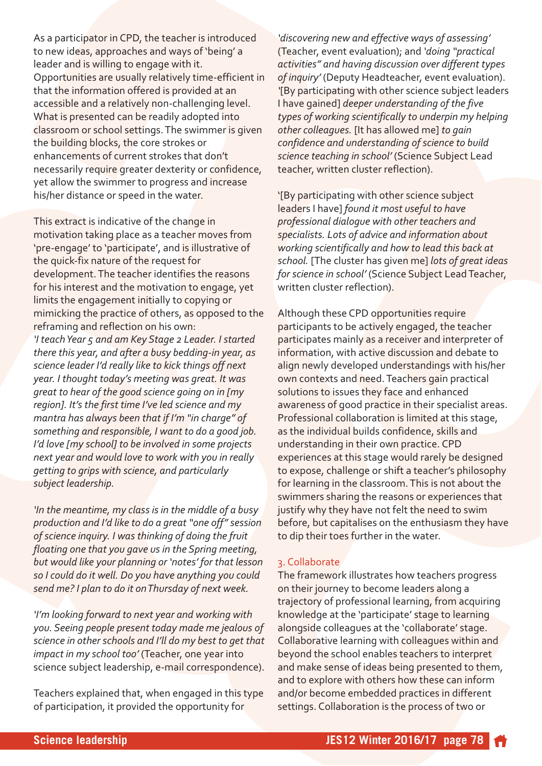As a participator in CPD, the teacher is introduced to new ideas, approaches and ways of 'being' a leader and is willing to engage with it. Opportunities are usually relatively time-efficient in that the information offered is provided at an accessible and a relatively non-challenging level. What is presented can be readily adopted into classroom or school settings. The swimmer is given the building blocks, the core strokes or enhancements of current strokes that don't necessarily require greater dexterity or confidence, yet allow the swimmer to progress and increase his/her distance or speed in the water.

This extract is indicative of the change in motivation taking place as a teacher moves from 'pre-engage' to 'participate', and is illustrative of the quick-fix nature of the request for development. The teacher identifies the reasons for his interest and the motivation to engage, yet limits the engagement initially to copying or mimicking the practice of others, as opposed to the reframing and reflection on his own:

*'I teach Year 5 and am Key Stage 2 Leader. I started there this year, and after a busy bedding-in year, as science leader I'd really like to kick things off next year. I thought today's meeting was great. It was great to hear of the good science going on in [my region]. It's the first time I've led science and my mantra has always been that if I'm "in charge" of something and responsible, I want to do a good job. I'd love [my school] to be involved in some projects next year and would love to work with you in really getting to grips with science, and particularly subject leadership.*

*'In the meantime, my class is in the middle of a busy production and I'd like to do a great "one off" session of science inquiry. I was thinking of doing the fruit floating one that you gave us in the Spring meeting, but would like your planning or 'notes' for that lesson so I could do it well. Do you have anything you could send me? I plan to do it on Thursday of next week.*

*'I'm looking forward to next year and working with you. Seeing people present today made me jealous of science in other schools and I'll do my best to get that impact in my school too'* (Teacher, one year into science subject leadership, e-mail correspondence).

Teachers explained that, when engaged in this type of participation, it provided the opportunity for *'discovering new and effective ways of assessing'* (Teacher, event evaluation); and *'doing "practical activities" and having discussion over different types of inquiry'* (Deputy Headteacher, event evaluation). '[By participating with other science subject leaders I have gained] *deeper understanding of the five types of working scientifically to underpin my helping other colleagues.* [It has allowed me] *to gain confidence and understanding of science to build science teaching in school'* (Science Subject Lead teacher, written cluster reflection).

'[By participating with other science subject leaders I have] *found it most useful to have professional dialogue with other teachers and specialists. Lots of advice and information about working scientifically and how to lead this back at school.* [The cluster has given me] *lots of great ideas for science in school'* (Science Subject Lead Teacher, written cluster reflection).

Although these CPD opportunities require participants to be actively engaged, the teacher participates mainly as a receiver and interpreter of information, with active discussion and debate to align newly developed understandings with his/her own contexts and need. Teachers gain practical solutions to issues they face and enhanced awareness of good practice in their specialist areas. Professional collaboration is limited at this stage, as the individual builds confidence, skills and understanding in their own practice. CPD experiences at this stage would rarely be designed to expose, challenge or shift a teacher's philosophy for learning in the classroom. This is not about the swimmers sharing the reasons or experiences that justify why they have not felt the need to swim before, but capitalises on the enthusiasm they have to dip their toes further in the water.

### 3. Collaborate

The framework illustrates how teachers progress on their journey to become leaders along a trajectory of professional learning, from acquiring knowledge at the 'participate' stage to learning alongside colleagues at the 'collaborate' stage. Collaborative learning with colleagues within and beyond the school enables teachers to interpret and make sense of ideas being presented to them, and to explore with others how these can inform and/or become embedded practices in different settings. Collaboration is the process of two or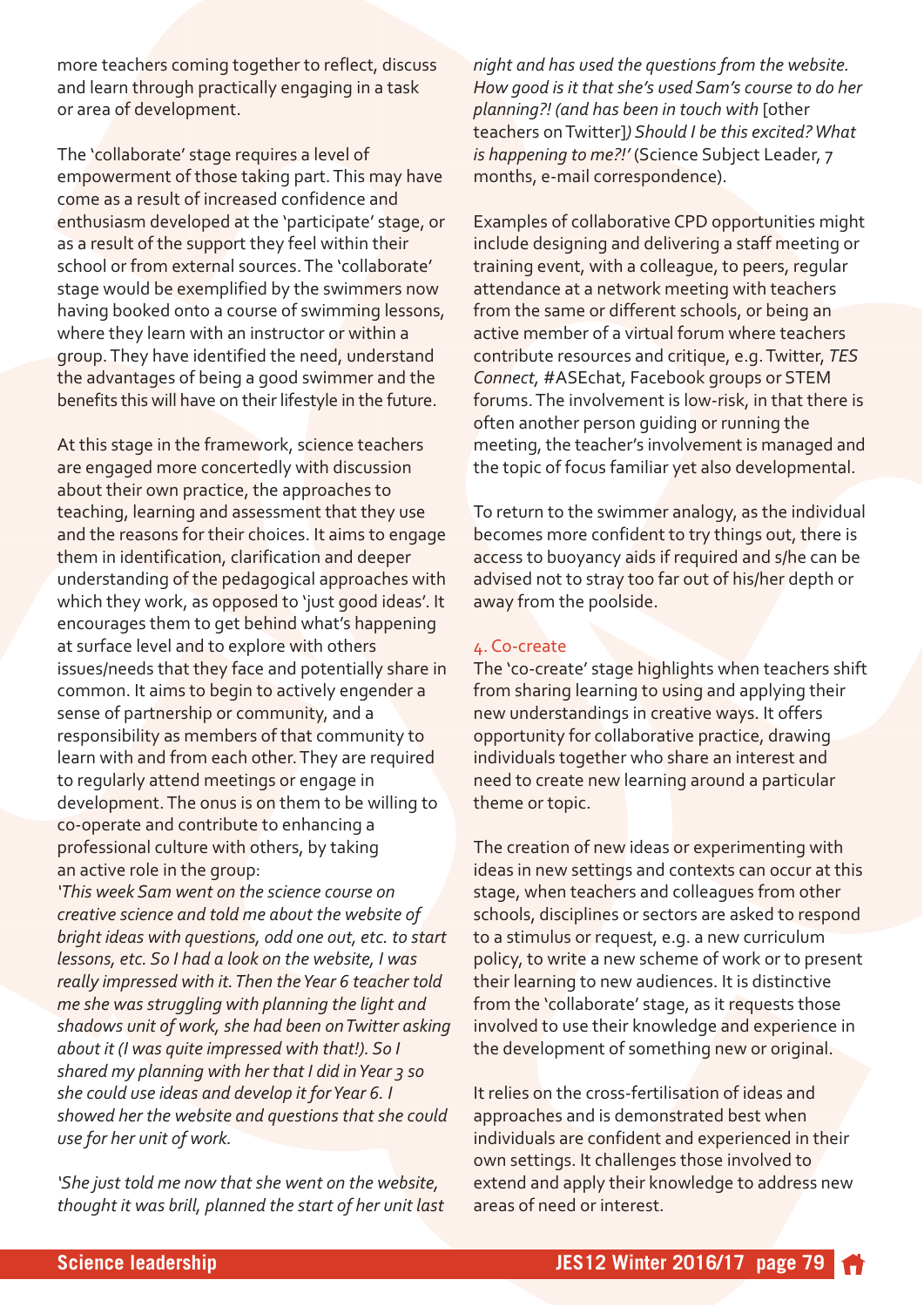more teachers coming together to reflect, discuss and learn through practically engaging in a task or area of development.

The 'collaborate' stage requires a level of empowerment of those taking part. This may have come as a result of increased confidence and enthusiasm developed at the 'participate' stage, or as a result of the support they feel within their school or from external sources. The 'collaborate' stage would be exemplified by the swimmers now having booked onto a course of swimming lessons, where they learn with an instructor or within a group. They have identified the need, understand the advantages of being a good swimmer and the benefits this will have on their lifestyle in the future.

At this stage in the framework, science teachers are engaged more concertedly with discussion about their own practice, the approaches to teaching, learning and assessment that they use and the reasons for their choices. It aims to engage them in identification, clarification and deeper understanding of the pedagogical approaches with which they work, as opposed to 'just good ideas'. It encourages them to get behind what's happening at surface level and to explore with others issues/needs that they face and potentially share in common. It aims to begin to actively engender a sense of partnership or community, and a responsibility as members of that community to learn with and from each other. They are required to regularly attend meetings or engage in development. The onus is on them to be willing to co-operate and contribute to enhancing a professional culture with others, by taking an active role in the group:

*'This week Sam went on the science course on creative science and told me about the website of bright ideas with questions, odd one out, etc. to start lessons, etc. So I had a look on the website, I was really impressed with it. Then the Year 6 teacher told me she was struggling with planning the light and shadows unit of work, she had been on Twitter asking about it (I was quite impressed with that!). So I shared my planning with her that I did in Year 3 so she could use ideas and develop it for Year 6. I showed her the website and questions that she could use for her unit of work.*

*'She just told me now that she went on the website, thought it was brill, planned the start of her unit last night and has used the questions from the website. How good is it that she's used Sam's course to do her planning?! (and has been in touch with* [other teachers on Twitter]*) Should I be this excited? What is happening to me?!'* (Science Subject Leader, 7 months, e-mail correspondence).

Examples of collaborative CPD opportunities might include designing and delivering a staff meeting or training event, with a colleague, to peers, regular attendance at a network meeting with teachers from the same or different schools, or being an active member of a virtual forum where teachers contribute resources and critique, e.g. Twitter, *TES Connect*, #ASEchat, Facebook groups or STEM forums. The involvement is low-risk, in that there is often another person guiding or running the meeting, the teacher's involvement is managed and the topic of focus familiar yet also developmental.

To return to the swimmer analogy, as the individual becomes more confident to try things out, there is access to buoyancy aids if required and s/he can be advised not to stray too far out of his/her depth or away from the poolside.

### 4. Co-create

The 'co-create' stage highlights when teachers shift from sharing learning to using and applying their new understandings in creative ways. It offers opportunity for collaborative practice, drawing individuals together who share an interest and need to create new learning around a particular theme or topic.

The creation of new ideas or experimenting with ideas in new settings and contexts can occur at this stage, when teachers and colleagues from other schools, disciplines or sectors are asked to respond to a stimulus or request, e.g. a new curriculum policy, to write a new scheme of work or to present their learning to new audiences. It is distinctive from the 'collaborate' stage, as it requests those involved to use their knowledge and experience in the development of something new or original.

It relies on the cross-fertilisation of ideas and approaches and is demonstrated best when individuals are confident and experienced in their own settings. It challenges those involved to extend and apply their knowledge to address new areas of need or interest.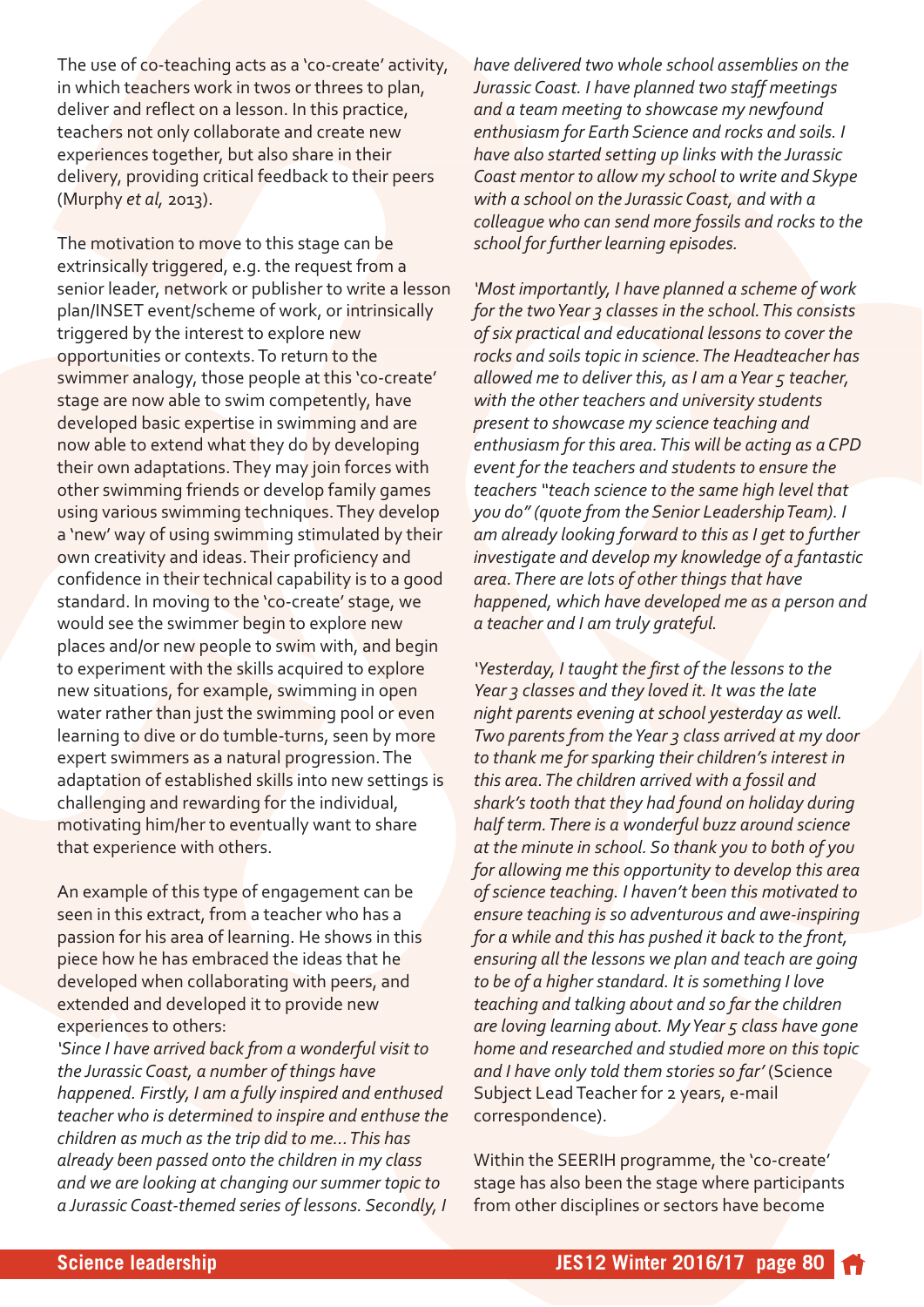The use of co-teaching acts as a 'co-create' activity, in which teachers work in twos or threes to plan, deliver and reflect on a lesson. In this practice, teachers not only collaborate and create new experiences together, but also share in their delivery, providing critical feedback to their peers (Murphy *et al*, 2013).

The motivation to move to this stage can be extrinsically triggered, e.g. the request from a senior leader, network or publisher to write a lesson plan/INSET event/scheme of work, or intrinsically triggered by the interest to explore new opportunities or contexts. To return to the swimmer analogy, those people at this 'co-create' stage are now able to swim competently, have developed basic expertise in swimming and are now able to extend what they do by developing their own adaptations. They may join forces with other swimming friends or develop family games using various swimming techniques. They develop a 'new' way of using swimming stimulated by their own creativity and ideas. Their proficiency and confidence in their technical capability is to a good standard. In moving to the 'co-create' stage, we would see the swimmer begin to explore new places and/or new people to swim with, and begin to experiment with the skills acquired to explore new situations, for example, swimming in open water rather than just the swimming pool or even learning to dive or do tumble-turns, seen by more expert swimmers as a natural progression. The adaptation of established skills into new settings is challenging and rewarding for the individual, motivating him/her to eventually want to share that experience with others.

An example of this type of engagement can be seen in this extract, from a teacher who has a passion for his area of learning. He shows in this piece how he has embraced the ideas that he developed when collaborating with peers, and extended and developed it to provide new experiences to others:

*'Since I have arrived back from a wonderful visit to the Jurassic Coast, a number of things have happened. Firstly, I am a fully inspired and enthused teacher who is determined to inspire and enthuse the children as much as the trip did to me... This has already been passed onto the children in my class and we are looking at changing our summer topic to a Jurassic Coast-themed series of lessons. Secondly, I have delivered two whole school assemblies on the Jurassic Coast. I have planned two staff meetings and a team meeting to showcase my newfound enthusiasm for Earth Science and rocks and soils. I have also started setting up links with the Jurassic Coast mentor to allow my school to write and Skype with a school on the Jurassic Coast, and with a colleague who can send more fossils and rocks to the school for further learning episodes.*

*'Most importantly, I have planned a scheme of work for the two Year 3 classes in the school. This consists of six practical and educational lessons to cover the rocks and soils topic in science. The Headteacher has allowed me to deliver this, as I am a Year 5 teacher, with the other teachers and university students present to showcase my science teaching and enthusiasm for this area. This will be acting as a CPD event for the teachers and students to ensure the teachers "teach science to the same high level that you do" (quote from the Senior Leadership Team). I am already looking forward to this as I get to further investigate and develop my knowledge of a fantastic area. There are lots of other things that have happened, which have developed me as a person and a teacher and I am truly grateful.*

*'Yesterday, I taught the first of the lessons to the Year 3 classes and they loved it. It was the late night parents evening at school yesterday as well. Two parents from the Year 3 class arrived at my door to thank me for sparking their children's interest in this area. The children arrived with a fossil and shark's tooth that they had found on holiday during half term. There is a wonderful buzz around science at the minute in school. So thank you to both of you for allowing me this opportunity to develop this area of science teaching. I haven't been this motivated to ensure teaching is so adventurous and awe-inspiring for a while and this has pushed it back to the front, ensuring all the lessons we plan and teach are going to be of a higher standard. It is something I love teaching and talking about and so far the children are loving learning about. My Year 5 class have gone home and researched and studied more on this topic and I have only told them stories so far'* (Science Subject Lead Teacher for 2 years, e-mail correspondence).

Within the SEERIH programme, the 'co-create' stage has also been the stage where participants from other disciplines or sectors have become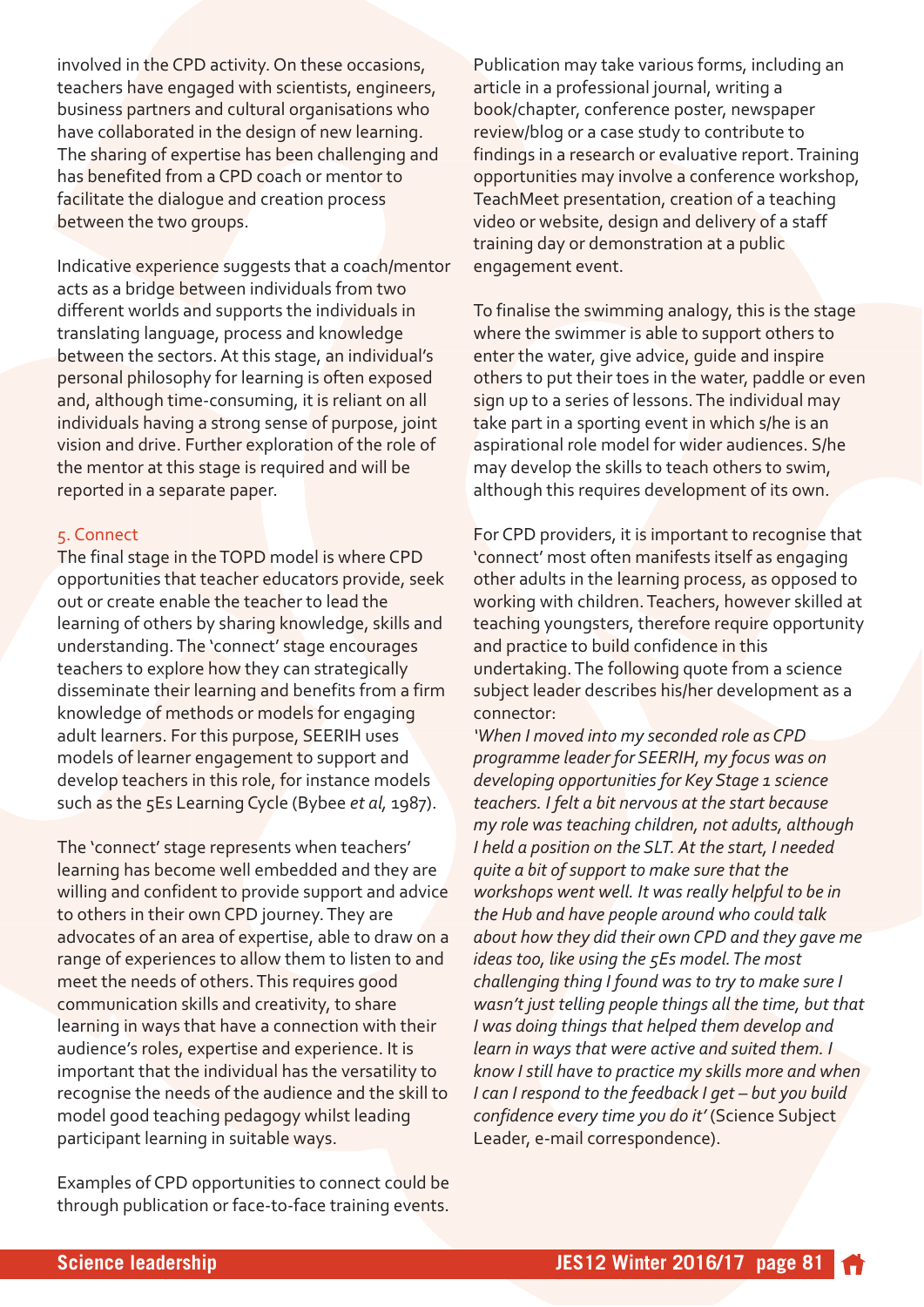involved in the CPD activity. On these occasions, teachers have engaged with scientists, engineers, business partners and cultural organisations who have collaborated in the design of new learning. The sharing of expertise has been challenging and has benefited from a CPD coach or mentor to facilitate the dialogue and creation process between the two groups.

Indicative experience suggests that a coach/mentor acts as a bridge between individuals from two different worlds and supports the individuals in translating language, process and knowledge between the sectors. At this stage, an individual's personal philosophy for learning is often exposed and, although time-consuming, it is reliant on all individuals having a strong sense of purpose, joint vision and drive. Further exploration of the role of the mentor at this stage is required and will be reported in a separate paper.

### 5. Connect

The final stage in the TOPD model is where CPD opportunities that teacher educators provide, seek out or create enable the teacher to lead the learning of others by sharing knowledge, skills and understanding. The 'connect' stage encourages teachers to explore how they can strategically disseminate their learning and benefits from a firm knowledge of methods or models for engaging adult learners. For this purpose, SEERIH uses models of learner engagement to support and develop teachers in this role, for instance models such as the 5Es Learning Cycle (Bybee *et al*, 1987).

The 'connect' stage represents when teachers' learning has become well embedded and they are willing and confident to provide support and advice to others in their own CPD journey. They are advocates of an area of expertise, able to draw on a range of experiences to allow them to listen to and meet the needs of others. This requires good communication skills and creativity, to share learning in ways that have a connection with their audience's roles, expertise and experience. It is important that the individual has the versatility to recognise the needs of the audience and the skill to model good teaching pedagogy whilst leading participant learning in suitable ways.

Examples of CPD opportunities to connect could be through publication or face-to-face training events. Publication may take various forms, including an article in a professional journal, writing a book/chapter, conference poster, newspaper review/blog or a case study to contribute to findings in a research or evaluative report. Training opportunities may involve a conference workshop, TeachMeet presentation, creation of a teaching video or website, design and delivery of a staff training day or demonstration at a public engagement event.

To finalise the swimming analogy, this is the stage where the swimmer is able to support others to enter the water, give advice, guide and inspire others to put their toes in the water, paddle or even sign up to a series of lessons. The individual may take part in a sporting event in which s/he is an aspirational role model for wider audiences. S/he may develop the skills to teach others to swim, although this requires development of its own.

For CPD providers, it is important to recognise that 'connect' most often manifests itself as engaging other adults in the learning process, as opposed to working with children. Teachers, however skilled at teaching youngsters, therefore require opportunity and practice to build confidence in this undertaking. The following quote from a science subject leader describes his/her development as a connector:

*'When I moved into my seconded role as CPD programme leader for SEERIH, my focus was on developing opportunities for Key Stage 1 science teachers. I felt a bit nervous at the start because my role was teaching children, not adults, although I held a position on the SLT. At the start, I needed quite a bit of support to make sure that the workshops went well. It was really helpful to be in the Hub and have people around who could talk about how they did their own CPD and they gave me ideas too, like using the 5Es model. The most challenging thing I found was to try to make sure I wasn't just telling people things all the time, but that I was doing things that helped them develop and learn in ways that were active and suited them. I know I still have to practice my skills more and when I can I respond to the feedback I get – but you build confidence every time you do it'* (Science Subject Leader, e-mail correspondence).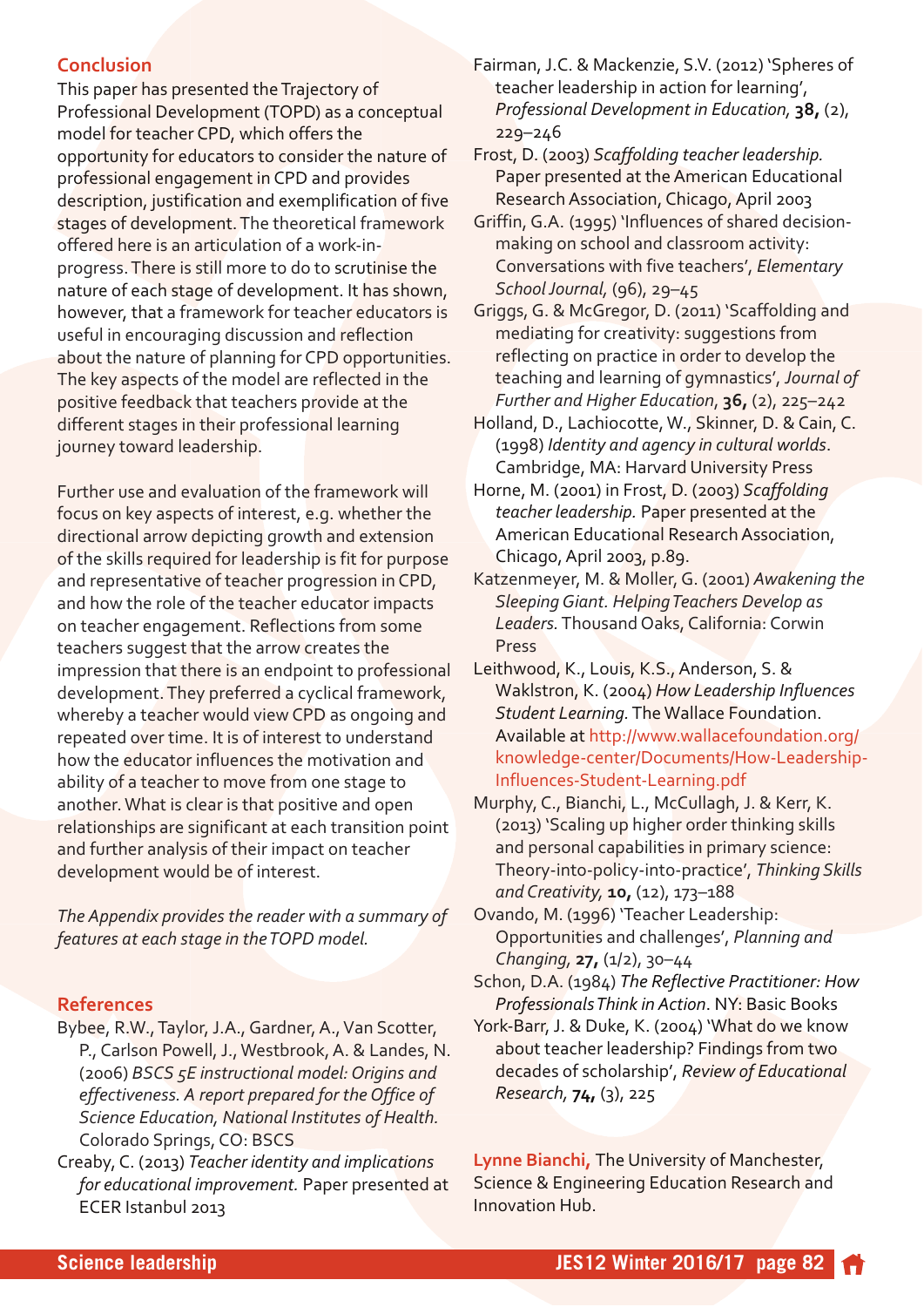## Conclusion

This paper has presented the Trajectory of Professional Development (TOPD) as a conceptual model for teacher CPD, which offers the opportunity for educators to consider the nature of professional engagement in CPD and provides description, justification and exemplification of five stages of development. The theoretical framework offered here is an articulation of a work-in-progress. There is still more to do to scrutinise the nature of each stage of development. It has shown, however, that a framework for teacher educators is useful in encouraging discussion and reflection about the nature of planning for CPD opportunities. The key aspects of the model are reflected in the positive feedback that teachers provide at the different stages in their professional learning journey toward leadership.

Further use and evaluation of the framework will focus on key aspects of interest, e.g. whether the directional arrow depicting growth and extension of the skills required for leadership is fit for purpose and representative of teacher progression in CPD, and how the role of the teacher educator impacts on teacher engagement. Reflections from some teachers suggest that the arrow creates the impression that there is an endpoint to professional development. They preferred a cyclical framework, whereby a teacher would view CPD as ongoing and repeated over time. It is of interest to understand how the educator influences the motivation and ability of a teacher to move from one stage to another. What is clear is that positive and open relationships are significant at each transition point and further analysis of their impact on teacher development would be of interest.

*The Appendix provides the reader with a summary of features at each stage in the TOPD model.*

## References

Bybee, R.W., Taylor, J.A., Gardner, A., Van Scotter, P., Carlson Powell, J., Westbrook, A. & Landes, N. (2006) *BSCS 5E instructional model: Origins and effectiveness. A report prepared for the Office of Science Education, National Institutes of Health.* Colorado Springs, CO: BSCS

Creaby, C. (2013) *Teacher identity and implications for educational improvement.* Paper presented at ECER Istanbul 2013

Fairman, J.C. & Mackenzie, S.V. (2012) 'Spheres of teacher leadership in action for learning', *Professional Development in Education,* **38,** (2), 229–246

Frost, D. (2003) *Scaffolding teacher leadership.* Paper presented at the American Educational Research Association, Chicago, April 2003

Griffin, G.A. (1995) 'Influences of shared decision-making on school and classroom activity: Conversations with five teachers', *Elementary School Journal,* (96), 29–45

Griggs, G. & McGregor, D. (2011) 'Scaffolding and mediating for creativity: suggestions from reflecting on practice in order to develop the teaching and learning of gymnastics', *Journal of Further and Higher Education*, **36,** (2), 225–242

Holland, D., Lachiocotte, W., Skinner, D. & Cain, C. (1998) *Identity and agency in cultural worlds*. Cambridge, MA: Harvard University Press

Horne, M. (2001) in Frost, D. (2003) *Scaffolding teacher leadership.* Paper presented at the American Educational Research Association, Chicago, April 2003, p.89.

Katzenmeyer, M. & Moller, G. (2001) *Awakening the Sleeping Giant. Helping Teachers Develop as Leaders.* Thousand Oaks, California: Corwin Press

Leithwood, K., Louis, K.S., Anderson, S. & Wakelstron, K. (2004) *How Leadership Influences Student Learning.* The Wallace Foundation. Available at http://www.wallacefoundation.org/knowledge-center/Documents/How-Leadership-Influences-Student-Learning.pdf

Murphy, C., Bianchi, L., McCullagh, J. & Kerr, K. (2013) 'Scaling up higher order thinking skills and personal capabilities in primary science: Theory-into-policy-into-practice', *Thinking Skills and Creativity,* **10,** (12), 173–188

Ovando, M. (1996) 'Teacher Leadership: Opportunities and challenges', *Planning and Changing,* **27,** (1/2), 30–44

Schon, D.A. (1984) *The Reflective Practitioner: How Professionals Think in Action*. NY: Basic Books

York-Barr, J. & Duke, K. (2004) 'What do we know about teacher leadership? Findings from two decades of scholarship', *Review of Educational Research,* **74,** (3), 225

**Lynne Bianchi,** The University of Manchester, Science & Engineering Education Research and Innovation Hub.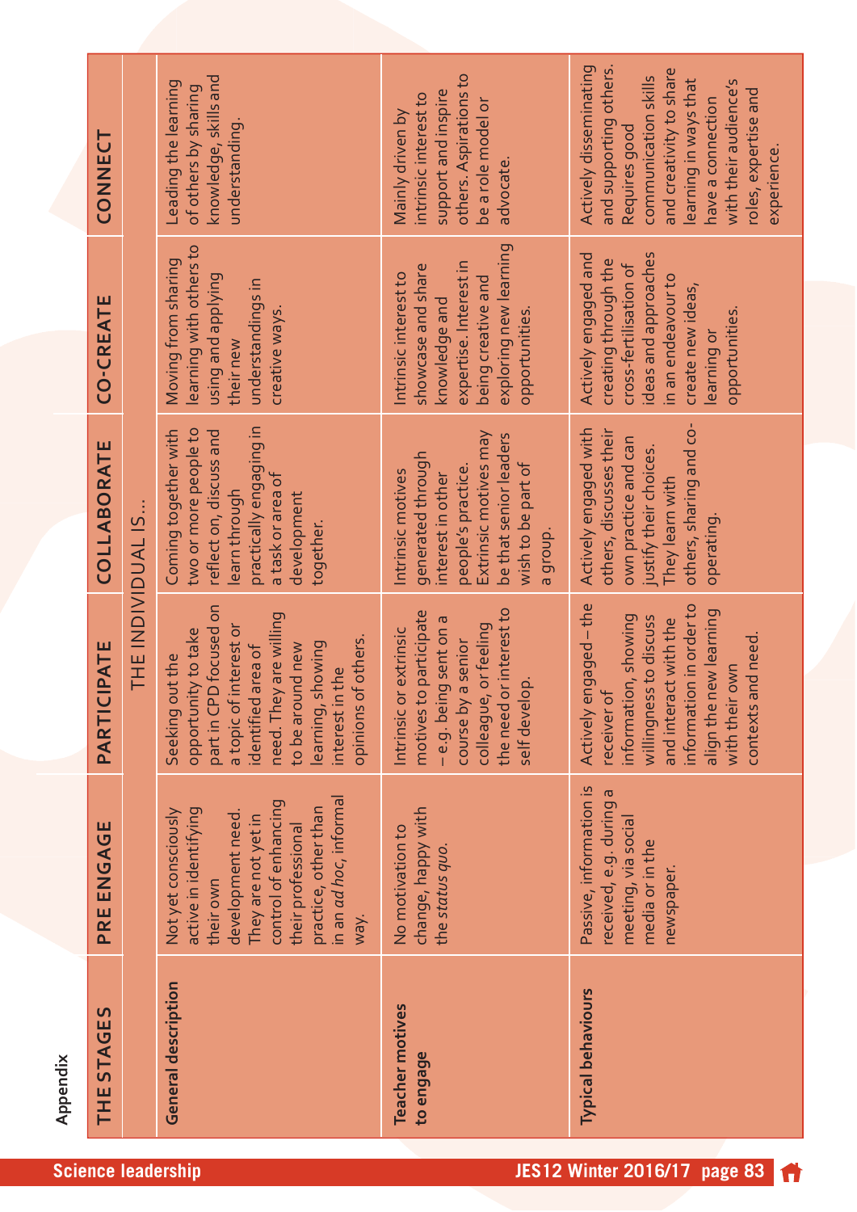## Appendix

| THE STAGES | PRE ENGAGE | PARTICIPATE | COLLABORATE | CO-CREATE | CONNECT |
|---|---|---|---|---|---|
| | THE INDIVIDUAL IS... | | | | |
| **General description** | Not yet consciously active in identifying their own development need. They are not yet in control of enhancing their professional practice, other than in an *ad hoc*, informal way. | Seeking out the opportunity to take part in CPD focused on a topic of interest or identified area of need. They are willing to be around new learning, showing interest in the opinions of others. | Coming together with two or more people to reflect on, discuss and learn through practically engaging in a task or area of development together. | Moving from sharing learning with others to using and applying their new understandings in creative ways. | Leading the learning of others by sharing knowledge, skills and understanding. |
| **Teacher motives to engage** | No motivation to change, happy with the *status quo*. | Intrinsic or extrinsic motives to participate – e.g. being sent on a course by a senior colleague, or feeling the need or interest to self develop. | Intrinsic motives generated through interest in other people's practice. Extrinsic motives may be that senior leaders wish to be part of a group. | Intrinsic interest to showcase and share knowledge and expertise. Interest in being creative and exploring new learning opportunities. | Mainly driven by intrinsic interest to support and inspire others. Aspirations to be a role model or advocate. |
| **Typical behaviours** | Passive, information is received, e.g. during a meeting, via social media or in the newspaper. | Actively engaged – the receiver of information, showing willingness to discuss and interact with the information in order to align the new learning with their own contexts and need. | Actively engaged with others, discusses their own practice and can justify their choices. They learn with others, sharing and co-operating. | Actively engaged and creating through the cross-fertilisation of ideas and approaches in an endeavour to create new ideas, learning or opportunities. | Actively disseminating and supporting others. Requires good communication skills and creativity to share learning in ways that have a connection with their audience's roles, expertise and experience. |